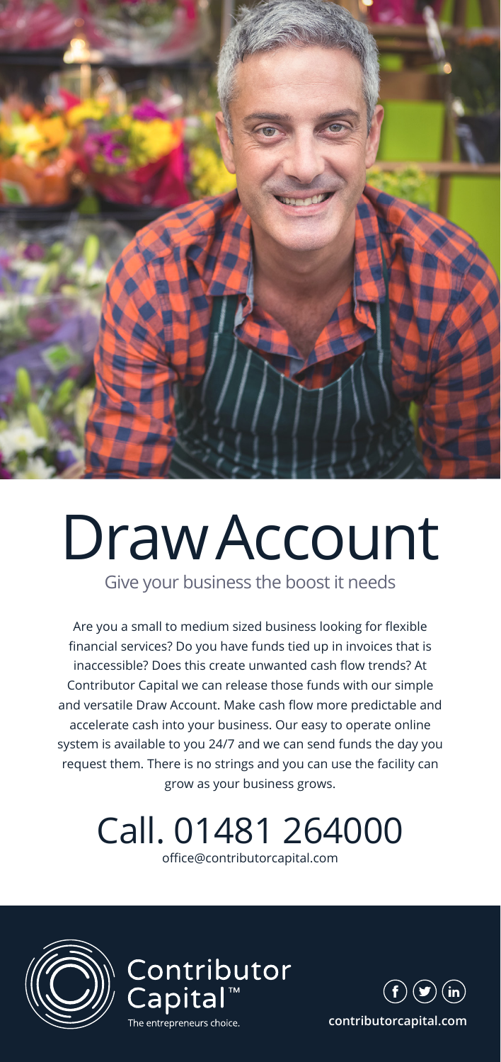# Draw Account

## Give your business the boost it needs

Are you a small to medium sized business looking for flexible financial services? Do you have funds tied up in invoices that is inaccessible? Does this create unwanted cash flow trends? At Contributor Capital we can release those funds with our simple and versatile Draw Account. Make cash flow more predictable and accelerate cash into your business. Our easy to operate online system is available to you 24/7 and we can send funds the day you request them. There is no strings and you can use the facility can grow as your business grows.

## Call. 01481 264000

office@contributorcapital.com

Contributor Capital™

The entrepreneurs choice.

contributorcapital.com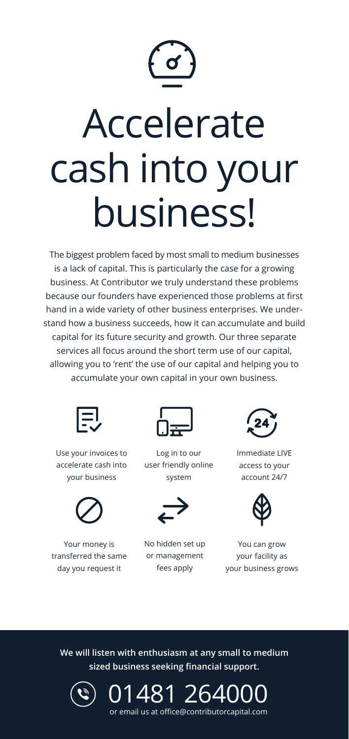# Accelerate cash into your business!

The biggest problem faced by most small to medium businesses is a lack of capital. This is particularly the case for a growing business. At Contributor we truly understand these problems because our founders have experienced those problems at first hand in a wide variety of other business enterprises. We understand how a business succeeds, how it can accumulate and build capital for its future security and growth. Our three separate services all focus around the short term use of our capital, allowing you to 'rent' the use of our capital and helping you to accumulate your own capital in your own business.

- Use your invoices to accelerate cash into your business
- Log in to our user friendly online system
- Immediate LIVE access to your account 24/7
- Your money is transferred the same day you request it
- No hidden set up or management fees apply
- You can grow your facility as your business grows

**We will listen with enthusiasm at any small to medium sized business seeking financial support.**

01481 264000

or email us at office@contributorcapital.com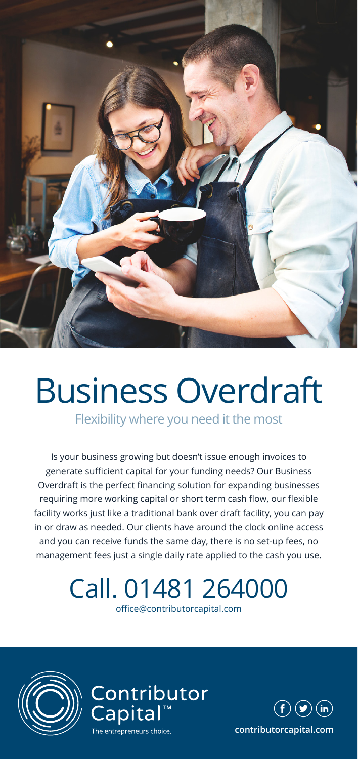# Business Overdraft

Flexibility where you need it the most

Is your business growing but doesn't issue enough invoices to generate sufficient capital for your funding needs? Our Business Overdraft is the perfect financing solution for expanding businesses requiring more working capital or short term cash flow, our flexible facility works just like a traditional bank over draft facility, you can pay in or draw as needed. Our clients have around the clock online access and you can receive funds the same day, there is no set-up fees, no management fees just a single daily rate applied to the cash you use.

## Call. 01481 264000

office@contributorcapital.com

Contributor Capital™

The entrepreneurs choice.

**contributorcapital.com**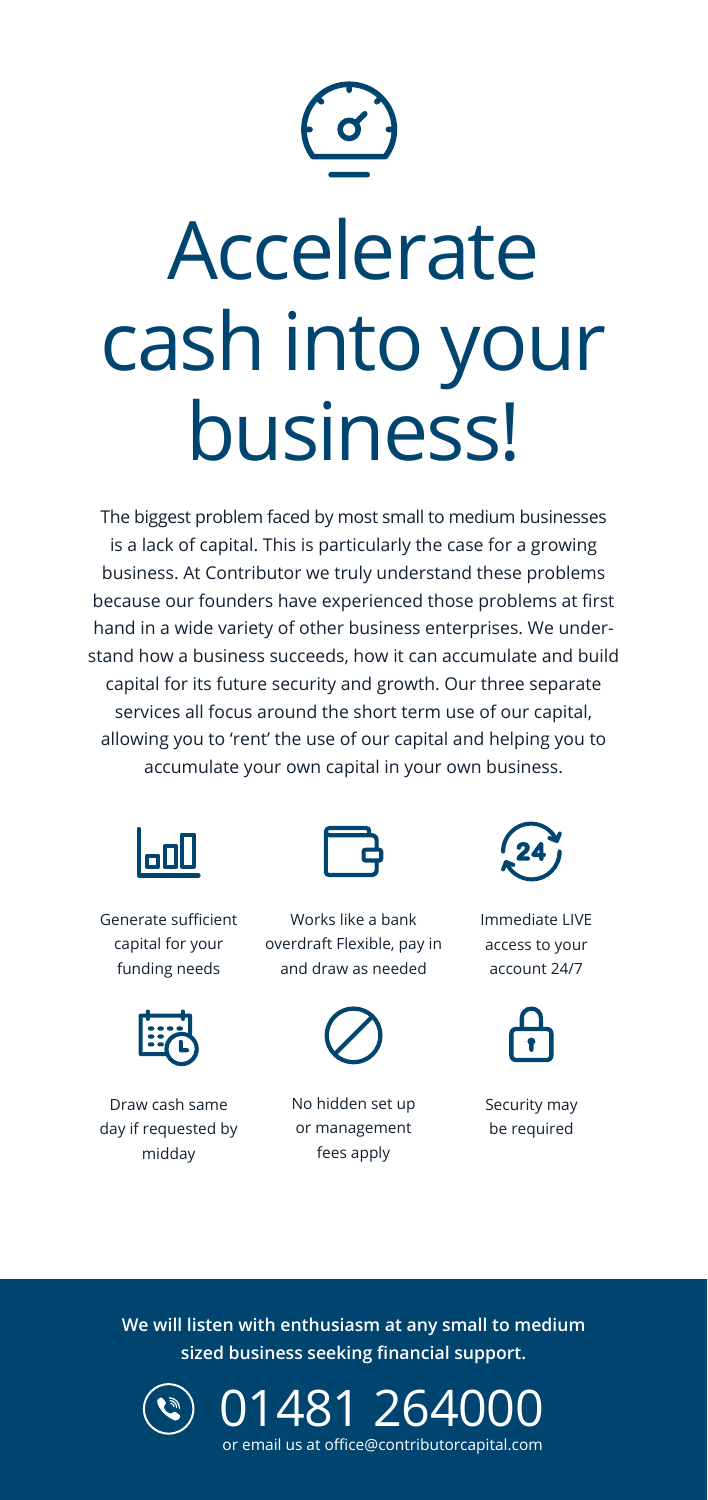# Accelerate cash into your business!

The biggest problem faced by most small to medium businesses is a lack of capital. This is particularly the case for a growing business. At Contributor we truly understand these problems because our founders have experienced those problems at first hand in a wide variety of other business enterprises. We understand how a business succeeds, how it can accumulate and build capital for its future security and growth. Our three separate services all focus around the short term use of our capital, allowing you to 'rent' the use of our capital and helping you to accumulate your own capital in your own business.

- Generate sufficient capital for your funding needs
- Works like a bank overdraft Flexible, pay in and draw as needed
- Immediate LIVE access to your account 24/7
- Draw cash same day if requested by midday
- No hidden set up or management fees apply
- Security may be required

**We will listen with enthusiasm at any small to medium sized business seeking financial support.**

01481 264000

or email us at office@contributorcapital.com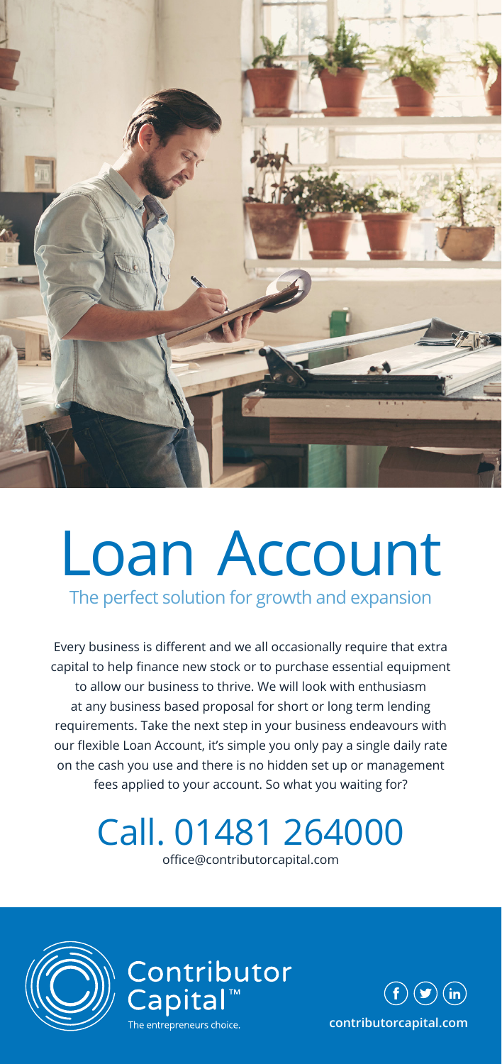# Loan Account

## The perfect solution for growth and expansion

Every business is different and we all occasionally require that extra capital to help finance new stock or to purchase essential equipment to allow our business to thrive. We will look with enthusiasm at any business based proposal for short or long term lending requirements. Take the next step in your business endeavours with our flexible Loan Account, it's simple you only pay a single daily rate on the cash you use and there is no hidden set up or management fees applied to your account. So what you waiting for?

## Call. 01481 264000

office@contributorcapital.com

Contributor Capital™

The entrepreneurs choice.

contributorcapital.com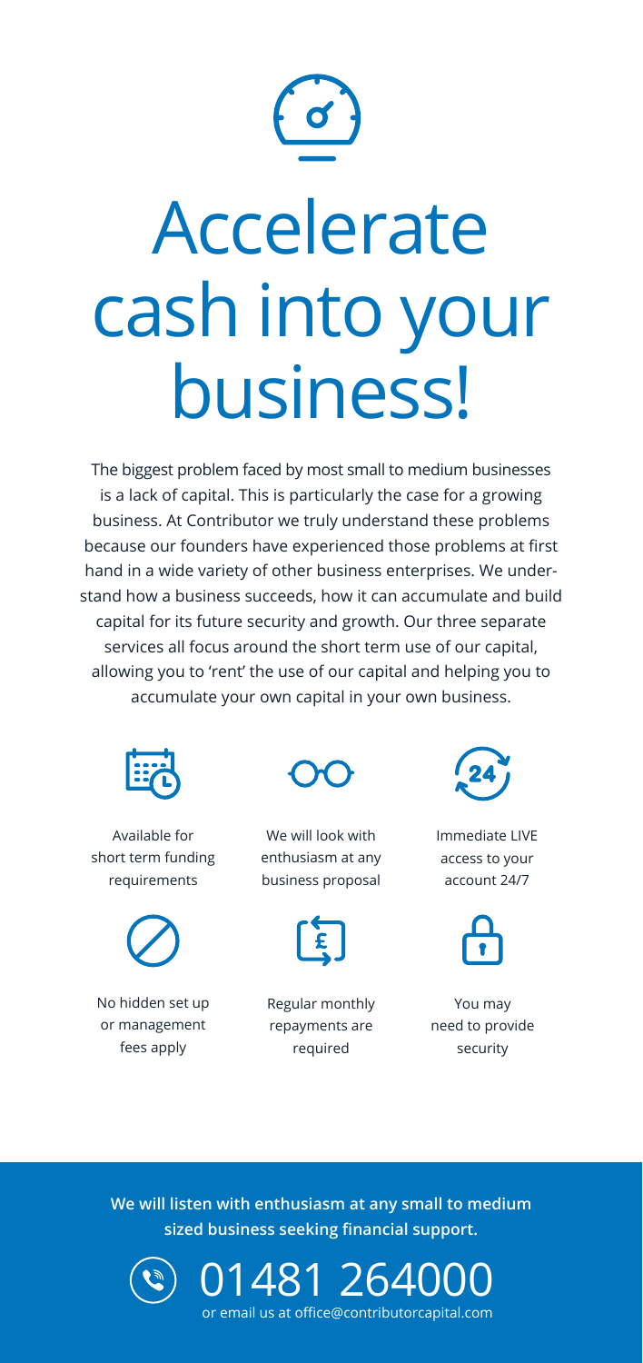# Accelerate cash into your business!

The biggest problem faced by most small to medium businesses is a lack of capital. This is particularly the case for a growing business. At Contributor we truly understand these problems because our founders have experienced those problems at first hand in a wide variety of other business enterprises. We understand how a business succeeds, how it can accumulate and build capital for its future security and growth. Our three separate services all focus around the short term use of our capital, allowing you to 'rent' the use of our capital and helping you to accumulate your own capital in your own business.

- Available for short term funding requirements
- We will look with enthusiasm at any business proposal
- Immediate LIVE access to your account 24/7
- No hidden set up or management fees apply
- Regular monthly repayments are required
- You may need to provide security

**We will listen with enthusiasm at any small to medium sized business seeking financial support.**

01481 264000

or email us at office@contributorcapital.com